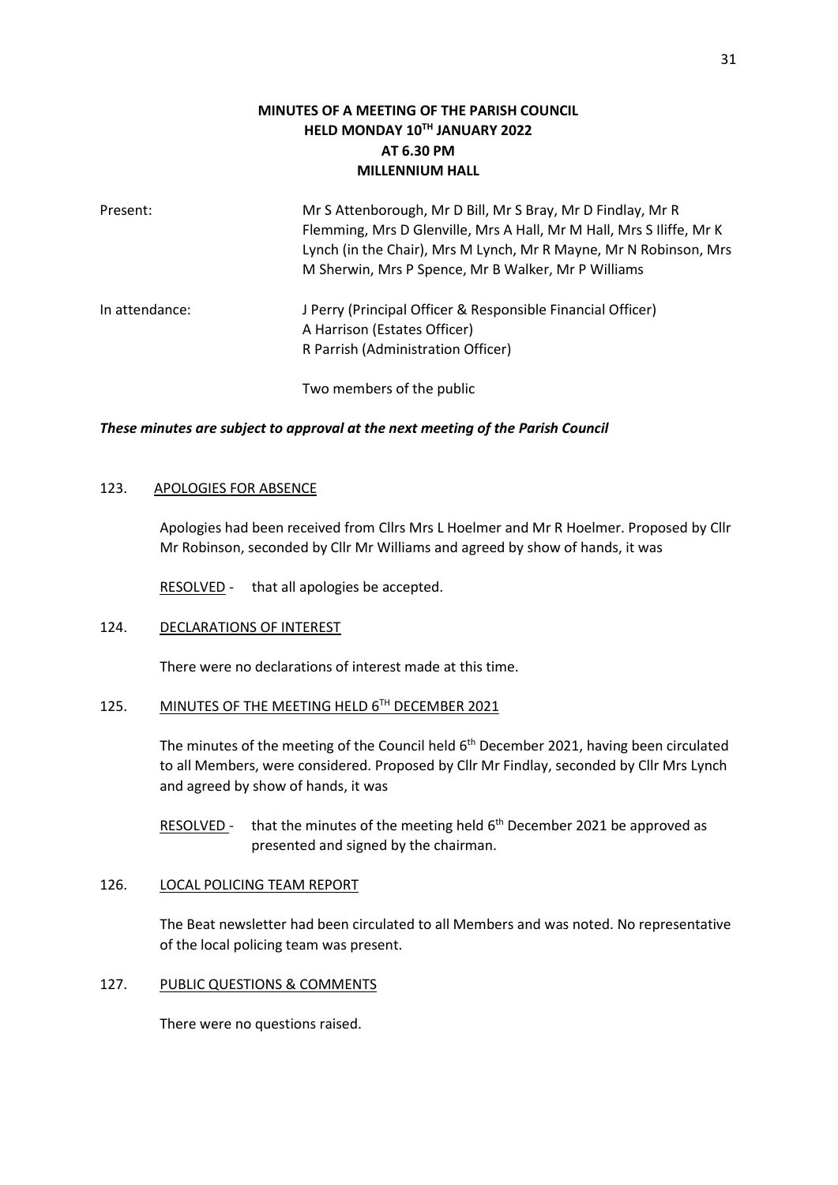# MINUTES OF A MEETING OF THE PARISH COUNCIL HELD MONDAY 10TH JANUARY 2022 AT 6.30 PM MILLENNIUM HALL

| | |
|---|---|
| Present: | Mr S Attenborough, Mr D Bill, Mr S Bray, Mr D Findlay, Mr R Flemming, Mrs D Glenville, Mrs A Hall, Mr M Hall, Mrs S Iliffe, Mr K Lynch (in the Chair), Mrs M Lynch, Mr R Mayne, Mr N Robinson, Mrs M Sherwin, Mrs P Spence, Mr B Walker, Mr P Williams |
| In attendance: | J Perry (Principal Officer & Responsible Financial Officer)<br>A Harrison (Estates Officer)<br>R Parrish (Administration Officer)<br><br>Two members of the public |

***These minutes are subject to approval at the next meeting of the Parish Council***

## 123. APOLOGIES FOR ABSENCE

Apologies had been received from Cllrs Mrs L Hoelmer and Mr R Hoelmer. Proposed by Cllr Mr Robinson, seconded by Cllr Mr Williams and agreed by show of hands, it was

RESOLVED - that all apologies be accepted.

## 124. DECLARATIONS OF INTEREST

There were no declarations of interest made at this time.

## 125. MINUTES OF THE MEETING HELD 6TH DECEMBER 2021

The minutes of the meeting of the Council held 6th December 2021, having been circulated to all Members, were considered. Proposed by Cllr Mr Findlay, seconded by Cllr Mrs Lynch and agreed by show of hands, it was

RESOLVED - that the minutes of the meeting held 6th December 2021 be approved as presented and signed by the chairman.

## 126. LOCAL POLICING TEAM REPORT

The Beat newsletter had been circulated to all Members and was noted. No representative of the local policing team was present.

## 127. PUBLIC QUESTIONS & COMMENTS

There were no questions raised.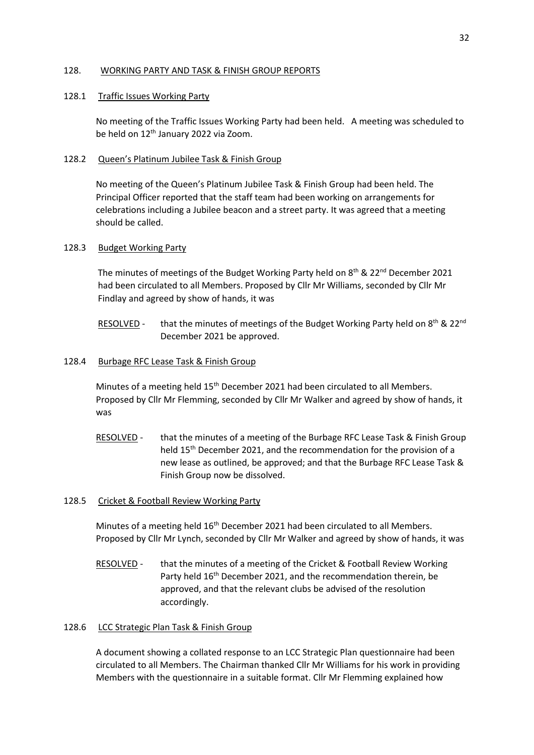## 128. WORKING PARTY AND TASK & FINISH GROUP REPORTS

### 128.1 Traffic Issues Working Party

No meeting of the Traffic Issues Working Party had been held. A meeting was scheduled to be held on 12th January 2022 via Zoom.

### 128.2 Queen's Platinum Jubilee Task & Finish Group

No meeting of the Queen's Platinum Jubilee Task & Finish Group had been held. The Principal Officer reported that the staff team had been working on arrangements for celebrations including a Jubilee beacon and a street party. It was agreed that a meeting should be called.

### 128.3 Budget Working Party

The minutes of meetings of the Budget Working Party held on 8th & 22nd December 2021 had been circulated to all Members. Proposed by Cllr Mr Williams, seconded by Cllr Mr Findlay and agreed by show of hands, it was

RESOLVED - that the minutes of meetings of the Budget Working Party held on 8th & 22nd December 2021 be approved.

### 128.4 Burbage RFC Lease Task & Finish Group

Minutes of a meeting held 15th December 2021 had been circulated to all Members. Proposed by Cllr Mr Flemming, seconded by Cllr Mr Walker and agreed by show of hands, it was

RESOLVED - that the minutes of a meeting of the Burbage RFC Lease Task & Finish Group held 15th December 2021, and the recommendation for the provision of a new lease as outlined, be approved; and that the Burbage RFC Lease Task & Finish Group now be dissolved.

### 128.5 Cricket & Football Review Working Party

Minutes of a meeting held 16th December 2021 had been circulated to all Members. Proposed by Cllr Mr Lynch, seconded by Cllr Mr Walker and agreed by show of hands, it was

RESOLVED - that the minutes of a meeting of the Cricket & Football Review Working Party held 16th December 2021, and the recommendation therein, be approved, and that the relevant clubs be advised of the resolution accordingly.

### 128.6 LCC Strategic Plan Task & Finish Group

A document showing a collated response to an LCC Strategic Plan questionnaire had been circulated to all Members. The Chairman thanked Cllr Mr Williams for his work in providing Members with the questionnaire in a suitable format. Cllr Mr Flemming explained how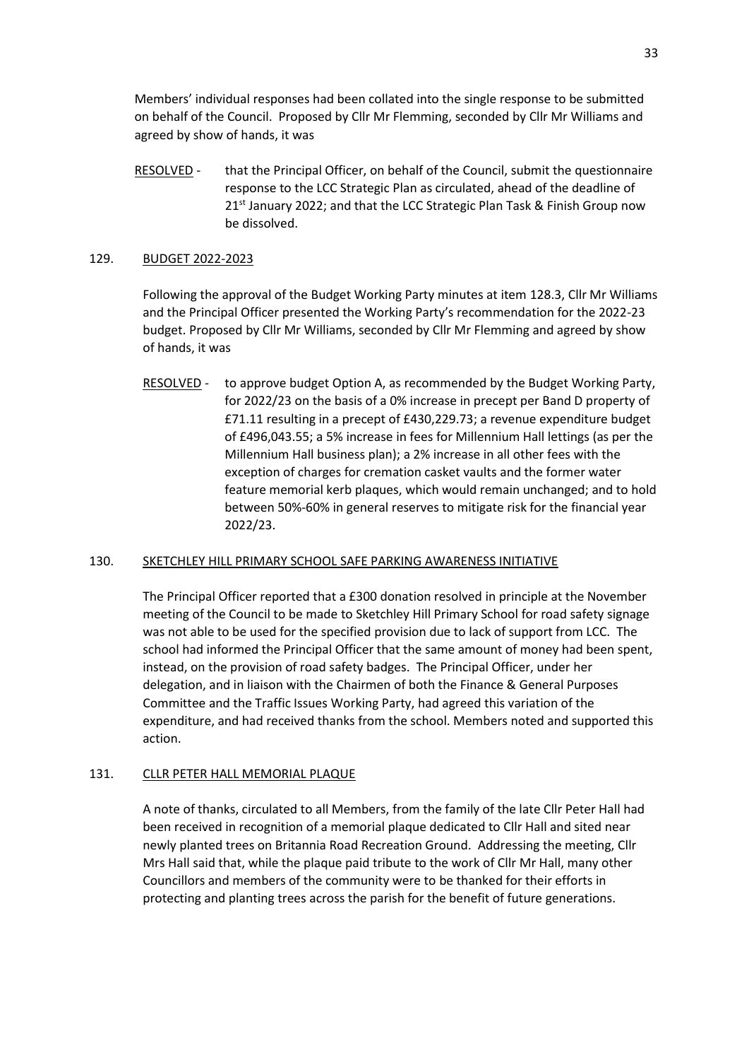Members' individual responses had been collated into the single response to be submitted on behalf of the Council. Proposed by Cllr Mr Flemming, seconded by Cllr Mr Williams and agreed by show of hands, it was

RESOLVED - that the Principal Officer, on behalf of the Council, submit the questionnaire response to the LCC Strategic Plan as circulated, ahead of the deadline of 21st January 2022; and that the LCC Strategic Plan Task & Finish Group now be dissolved.

## 129. BUDGET 2022-2023

Following the approval of the Budget Working Party minutes at item 128.3, Cllr Mr Williams and the Principal Officer presented the Working Party's recommendation for the 2022-23 budget. Proposed by Cllr Mr Williams, seconded by Cllr Mr Flemming and agreed by show of hands, it was

RESOLVED - to approve budget Option A, as recommended by the Budget Working Party, for 2022/23 on the basis of a 0% increase in precept per Band D property of £71.11 resulting in a precept of £430,229.73; a revenue expenditure budget of £496,043.55; a 5% increase in fees for Millennium Hall lettings (as per the Millennium Hall business plan); a 2% increase in all other fees with the exception of charges for cremation casket vaults and the former water feature memorial kerb plaques, which would remain unchanged; and to hold between 50%-60% in general reserves to mitigate risk for the financial year 2022/23.

## 130. SKETCHLEY HILL PRIMARY SCHOOL SAFE PARKING AWARENESS INITIATIVE

The Principal Officer reported that a £300 donation resolved in principle at the November meeting of the Council to be made to Sketchley Hill Primary School for road safety signage was not able to be used for the specified provision due to lack of support from LCC. The school had informed the Principal Officer that the same amount of money had been spent, instead, on the provision of road safety badges. The Principal Officer, under her delegation, and in liaison with the Chairmen of both the Finance & General Purposes Committee and the Traffic Issues Working Party, had agreed this variation of the expenditure, and had received thanks from the school. Members noted and supported this action.

## 131. CLLR PETER HALL MEMORIAL PLAQUE

A note of thanks, circulated to all Members, from the family of the late Cllr Peter Hall had been received in recognition of a memorial plaque dedicated to Cllr Hall and sited near newly planted trees on Britannia Road Recreation Ground. Addressing the meeting, Cllr Mrs Hall said that, while the plaque paid tribute to the work of Cllr Mr Hall, many other Councillors and members of the community were to be thanked for their efforts in protecting and planting trees across the parish for the benefit of future generations.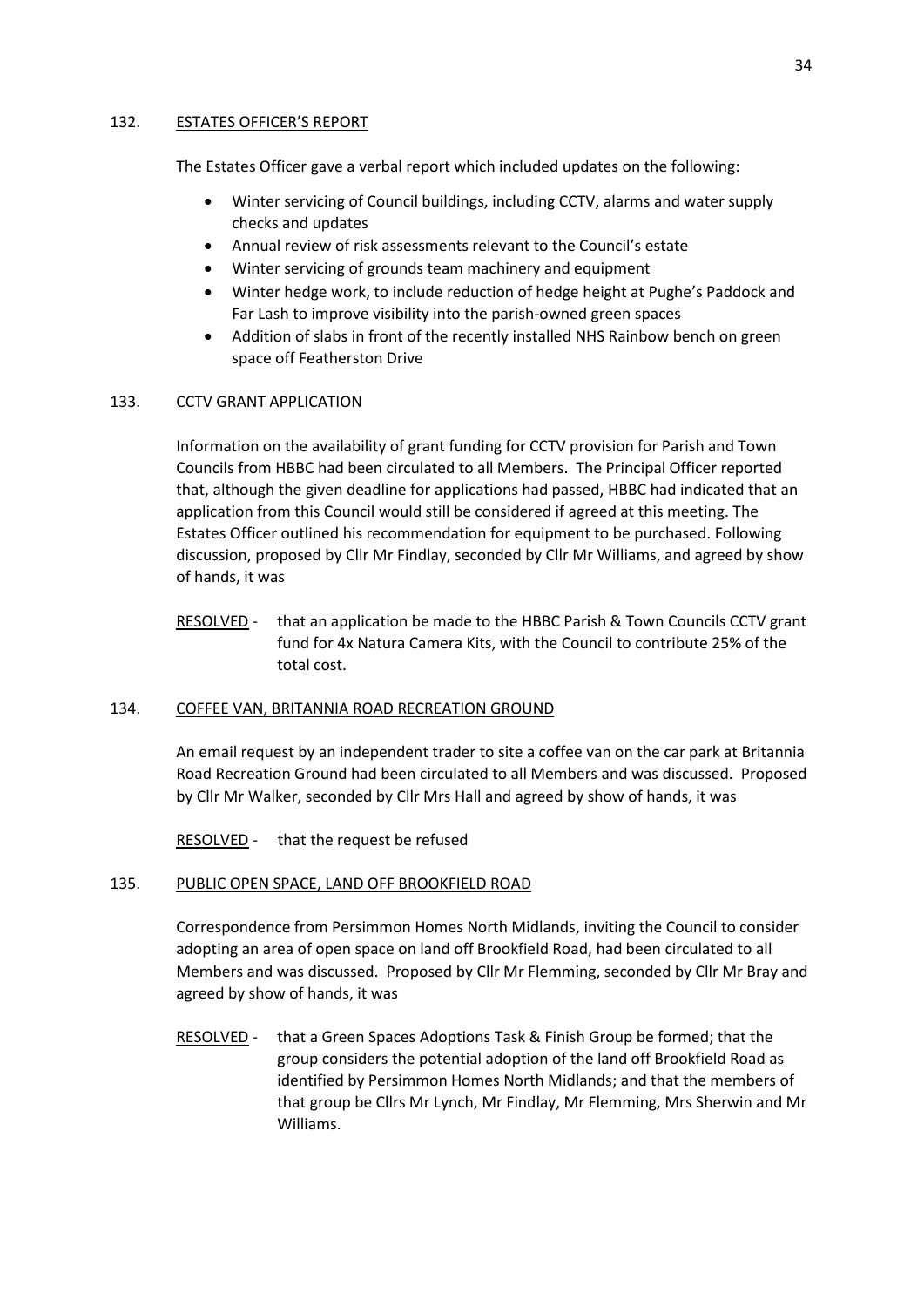## 132. ESTATES OFFICER'S REPORT

The Estates Officer gave a verbal report which included updates on the following:

- Winter servicing of Council buildings, including CCTV, alarms and water supply checks and updates
- Annual review of risk assessments relevant to the Council's estate
- Winter servicing of grounds team machinery and equipment
- Winter hedge work, to include reduction of hedge height at Pughe's Paddock and Far Lash to improve visibility into the parish-owned green spaces
- Addition of slabs in front of the recently installed NHS Rainbow bench on green space off Featherston Drive

## 133. CCTV GRANT APPLICATION

Information on the availability of grant funding for CCTV provision for Parish and Town Councils from HBBC had been circulated to all Members. The Principal Officer reported that, although the given deadline for applications had passed, HBBC had indicated that an application from this Council would still be considered if agreed at this meeting. The Estates Officer outlined his recommendation for equipment to be purchased. Following discussion, proposed by Cllr Mr Findlay, seconded by Cllr Mr Williams, and agreed by show of hands, it was

RESOLVED - that an application be made to the HBBC Parish & Town Councils CCTV grant fund for 4x Natura Camera Kits, with the Council to contribute 25% of the total cost.

## 134. COFFEE VAN, BRITANNIA ROAD RECREATION GROUND

An email request by an independent trader to site a coffee van on the car park at Britannia Road Recreation Ground had been circulated to all Members and was discussed. Proposed by Cllr Mr Walker, seconded by Cllr Mrs Hall and agreed by show of hands, it was

RESOLVED - that the request be refused

## 135. PUBLIC OPEN SPACE, LAND OFF BROOKFIELD ROAD

Correspondence from Persimmon Homes North Midlands, inviting the Council to consider adopting an area of open space on land off Brookfield Road, had been circulated to all Members and was discussed. Proposed by Cllr Mr Flemming, seconded by Cllr Mr Bray and agreed by show of hands, it was

RESOLVED - that a Green Spaces Adoptions Task & Finish Group be formed; that the group considers the potential adoption of the land off Brookfield Road as identified by Persimmon Homes North Midlands; and that the members of that group be Cllrs Mr Lynch, Mr Findlay, Mr Flemming, Mrs Sherwin and Mr Williams.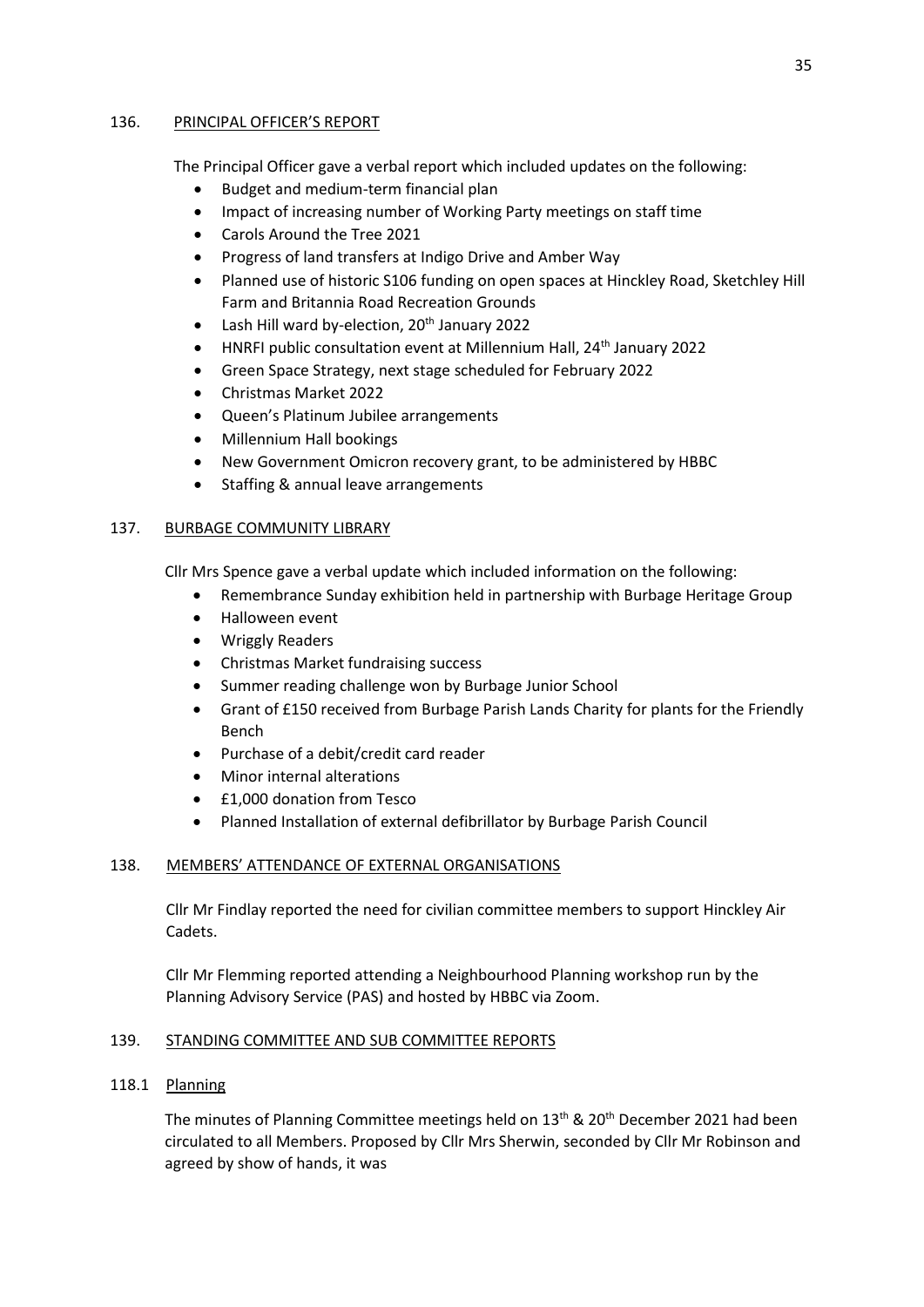## 136. PRINCIPAL OFFICER'S REPORT

The Principal Officer gave a verbal report which included updates on the following:

- Budget and medium-term financial plan
- Impact of increasing number of Working Party meetings on staff time
- Carols Around the Tree 2021
- Progress of land transfers at Indigo Drive and Amber Way
- Planned use of historic S106 funding on open spaces at Hinckley Road, Sketchley Hill Farm and Britannia Road Recreation Grounds
- Lash Hill ward by-election, 20th January 2022
- HNRFI public consultation event at Millennium Hall, 24th January 2022
- Green Space Strategy, next stage scheduled for February 2022
- Christmas Market 2022
- Queen's Platinum Jubilee arrangements
- Millennium Hall bookings
- New Government Omicron recovery grant, to be administered by HBBC
- Staffing & annual leave arrangements

## 137. BURBAGE COMMUNITY LIBRARY

Cllr Mrs Spence gave a verbal update which included information on the following:

- Remembrance Sunday exhibition held in partnership with Burbage Heritage Group
- Halloween event
- Wriggly Readers
- Christmas Market fundraising success
- Summer reading challenge won by Burbage Junior School
- Grant of £150 received from Burbage Parish Lands Charity for plants for the Friendly Bench
- Purchase of a debit/credit card reader
- Minor internal alterations
- £1,000 donation from Tesco
- Planned Installation of external defibrillator by Burbage Parish Council

## 138. MEMBERS' ATTENDANCE OF EXTERNAL ORGANISATIONS

Cllr Mr Findlay reported the need for civilian committee members to support Hinckley Air Cadets.

Cllr Mr Flemming reported attending a Neighbourhood Planning workshop run by the Planning Advisory Service (PAS) and hosted by HBBC via Zoom.

## 139. STANDING COMMITTEE AND SUB COMMITTEE REPORTS

### 118.1 Planning

The minutes of Planning Committee meetings held on 13th & 20th December 2021 had been circulated to all Members. Proposed by Cllr Mrs Sherwin, seconded by Cllr Mr Robinson and agreed by show of hands, it was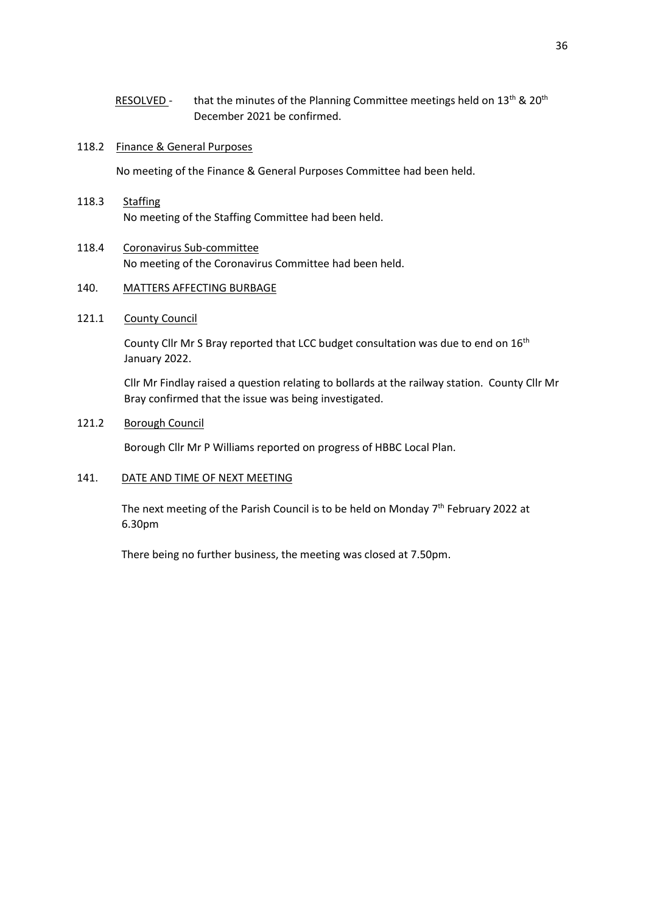<u>RESOLVED</u> - that the minutes of the Planning Committee meetings held on 13th & 20th December 2021 be confirmed.

118.2 <u>Finance & General Purposes</u>

No meeting of the Finance & General Purposes Committee had been held.

118.3 <u>Staffing</u>

No meeting of the Staffing Committee had been held.

118.4 <u>Coronavirus Sub-committee</u>

No meeting of the Coronavirus Committee had been held.

140. <u>MATTERS AFFECTING BURBAGE</u>

121.1 <u>County Council</u>

County Cllr Mr S Bray reported that LCC budget consultation was due to end on 16th January 2022.

Cllr Mr Findlay raised a question relating to bollards at the railway station. County Cllr Mr Bray confirmed that the issue was being investigated.

121.2 <u>Borough Council</u>

Borough Cllr Mr P Williams reported on progress of HBBC Local Plan.

141. <u>DATE AND TIME OF NEXT MEETING</u>

The next meeting of the Parish Council is to be held on Monday 7th February 2022 at 6.30pm

There being no further business, the meeting was closed at 7.50pm.